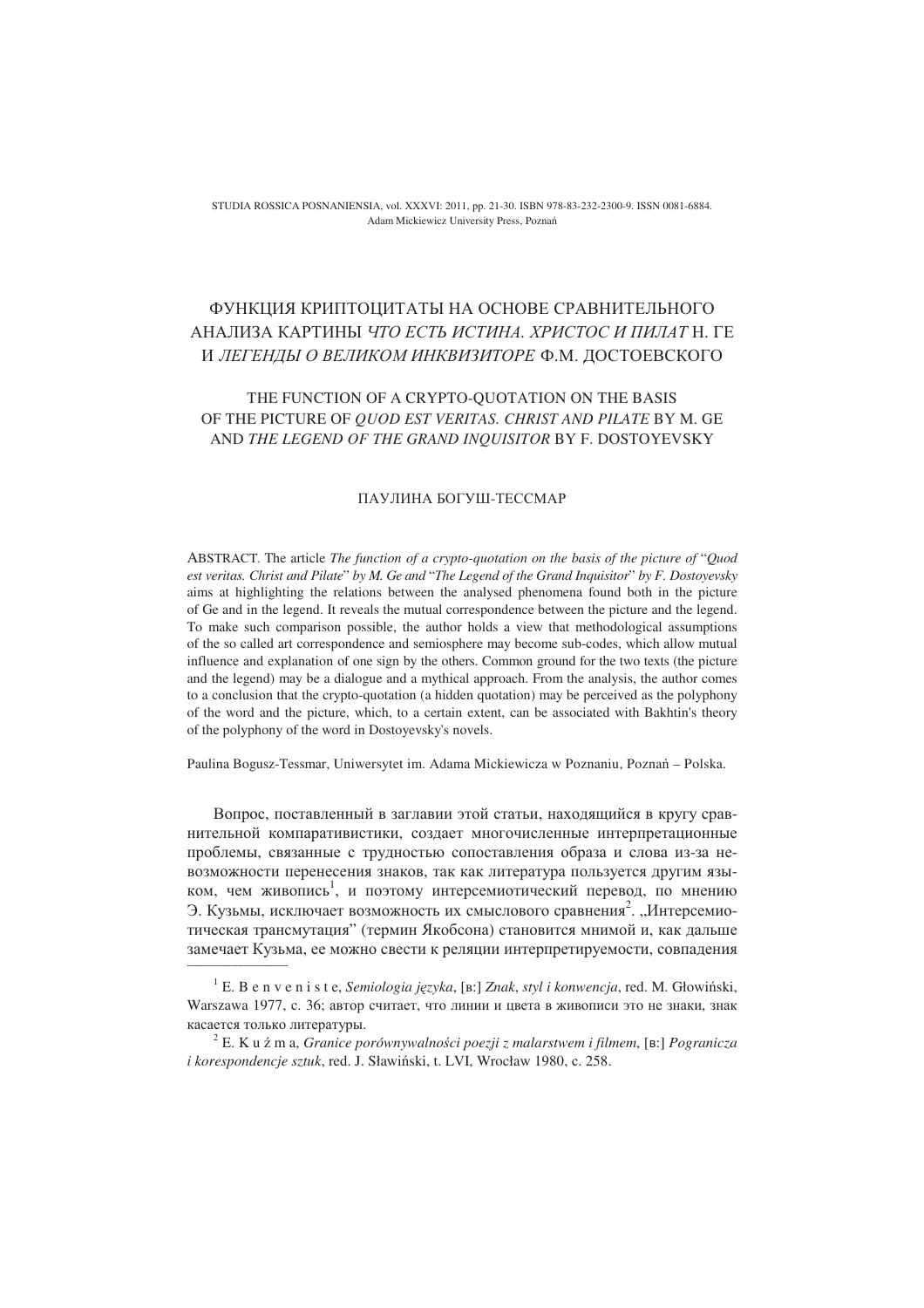STUDIA ROSSICA POSNANIENSIA, vol. XXXVI: 2011, pp. 21-30. ISBN 978-83-232-2300-9. ISSN 0081-6884.
Adam Mickiewicz University Press, Poznań

# ФУНКЦИЯ КРИПТОЦИТАТЫ НА ОСНОВЕ СРАВНИТЕЛЬНОГО АНАЛИЗА КАРТИНЫ *ЧТО ЕСТЬ ИСТИНА. ХРИСТОС И ПИЛАТ* Н. ГЕ И *ЛЕГЕНДЫ О ВЕЛИКОМ ИНКВИЗИТОРЕ* Ф.М. ДОСТОЕВСКОГО

## THE FUNCTION OF A CRYPTO-QUOTATION ON THE BASIS OF THE PICTURE OF *QUOD EST VERITAS. CHRIST AND PILATE* BY M. GE AND *THE LEGEND OF THE GRAND INQUISITOR* BY F. DOSTOYEVSKY

ПАУЛИНА БОГУШ-ТЕССМАР

ABSTRACT. The article *The function of a crypto-quotation on the basis of the picture of* "*Quod est veritas. Christ and Pilate*" *by M. Ge and* "*The Legend of the Grand Inquisitor*" *by F. Dostoyevsky* aims at highlighting the relations between the analysed phenomena found both in the picture of Ge and in the legend. It reveals the mutual correspondence between the picture and the legend. To make such comparison possible, the author holds a view that methodological assumptions of the so called art correspondence and semiosphere may become sub-codes, which allow mutual influence and explanation of one sign by the others. Common ground for the two texts (the picture and the legend) may be a dialogue and a mythical approach. From the analysis, the author comes to a conclusion that the crypto-quotation (a hidden quotation) may be perceived as the polyphony of the word and the picture, which, to a certain extent, can be associated with Bakhtin's theory of the polyphony of the word in Dostoyevsky's novels.

Paulina Bogusz-Tessmar, Uniwersytet im. Adama Mickiewicza w Poznaniu, Poznań – Polska.

Вопрос, поставленный в заглавии этой статьи, находящийся в кругу сравнительной компаративистики, создает многочисленные интерпретационные проблемы, связанные с трудностью сопоставления образа и слова из-за невозможности перенесения знаков, так как литература пользуется другим языком, чем живопись[1], и поэтому интерсемиотический перевод, по мнению Э. Кузьмы, исключает возможность их смыслового сравнения[2]. „Интерсемиотическая трансмутация" (термин Якобсона) становится мнимой и, как дальше замечает Кузьма, ее можно свести к реляции интерпретируемости, совпадения

---

[1] E. B e n v e n i s t e, *Semiologia języka*, [в:] *Znak*, *styl i konwencja*, red. M. Głowiński, Warszawa 1977, c. 36; автор считает, что линии и цвета в живописи это не знаки, знак касается только литературы.

[2] E. K u ź m a, *Granice porównywalności poezji z malarstwem i filmem*, [в:] *Pogranicza i korespondencje sztuk*, red. J. Sławiński, t. LVI, Wrocław 1980, c. 258.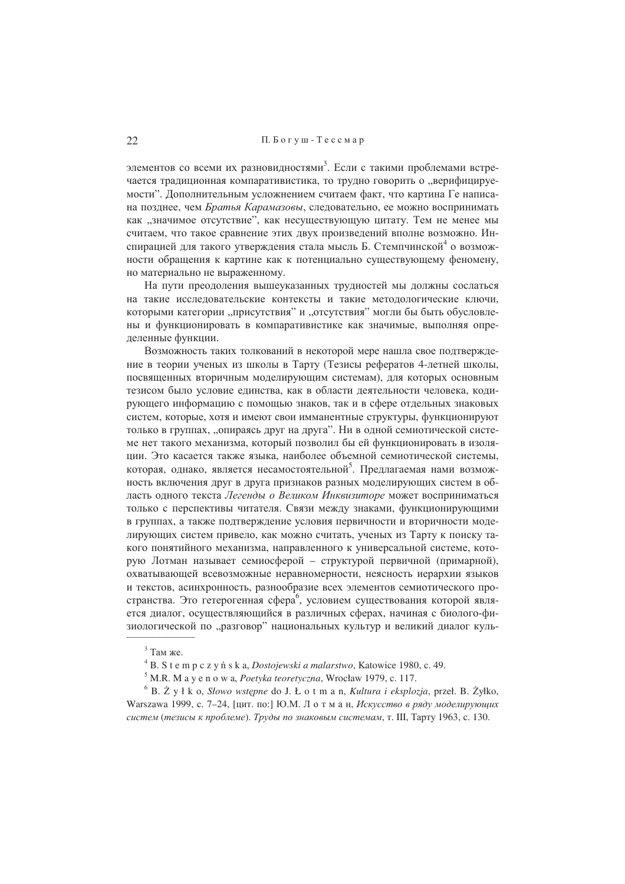элементов со всеми их разновидностями[3]. Если с такими проблемами встречается традиционная компаративистика, то трудно говорить о „верифицируемости". Дополнительным усложнением считаем факт, что картина Ге написана позднее, чем *Братья Карамазовы*, следовательно, ее можно воспринимать как „значимое отсутствие", как несуществующую цитату. Тем не менее мы считаем, что такое сравнение этих двух произведений вполне возможно. Инспирацией для такого утверждения стала мысль Б. Стемпчинской[4] о возможности обращения к картине как к потенциально существующему феномену, но материально не выраженному.

На пути преодоления вышеуказанных трудностей мы должны сослаться на такие исследовательские контексты и такие методологические ключи, которыми категории „присутствия" и „отсутствия" могли бы быть обусловлены и функционировать в компаративистике как значимые, выполняя определенные функции.

Возможность таких толкований в некоторой мере нашла свое подтверждение в теории ученых из школы в Тарту (Тезисы рефератов 4-летней школы, посвященных вторичным моделирующим системам), для которых основным тезисом было условие единства, как в области деятельности человека, кодирующего информацию с помощью знаков, так и в сфере отдельных знаковых систем, которые, хотя и имеют свои имманентные структуры, функционируют только в группах, „опираясь друг на друга". Ни в одной семиотической системе нет такого механизма, который позволил бы ей функционировать в изоляции. Это касается также языка, наиболее объемной семиотической системы, которая, однако, является несамостоятельной[5]. Предлагаемая нами возможность включения друг в друга признаков разных моделирующих систем в область одного текста *Легенды о Великом Инквизиторе* может восприниматься только с перспективы читателя. Связи между знаками, функционирующими в группах, а также подтверждение условия первичности и вторичности моделирующих систем привело, как можно считать, ученых из Тарту к поиску такого понятийного механизма, направленного к универсальной системе, которую Лотман называет семиосферой – структурой первичной (примарной), охватывающей всевозможные неравномерности, неясность иерархии языков и текстов, асинхронность, разнообразие всех элементов семиотического пространства. Это гетерогенная сфера[6], условием существования которой является диалог, осуществляющийся в различных сферах, начиная с биолого-физиологической по „разговор" национальных культур и великий диалог куль-

---

[3] Там же.

[4] B. Stempczyńska, *Dostojewski a malarstwo*, Katowice 1980, c. 49.

[5] M.R. Mayenowa, *Poetyka teoretyczna*, Wrocław 1979, c. 117.

[6] B. Żyłko, *Słowo wstępne* do J. Łotman, *Kultura i eksplozja*, przeł. B. Żyłko, Warszawa 1999, c. 7–24, [цит. по:] Ю.М. Лотман, *Искусство в ряду моделирующих систем* (*тезисы к проблеме*). *Труды по знаковым системам*, т. III, Тарту 1963, с. 130.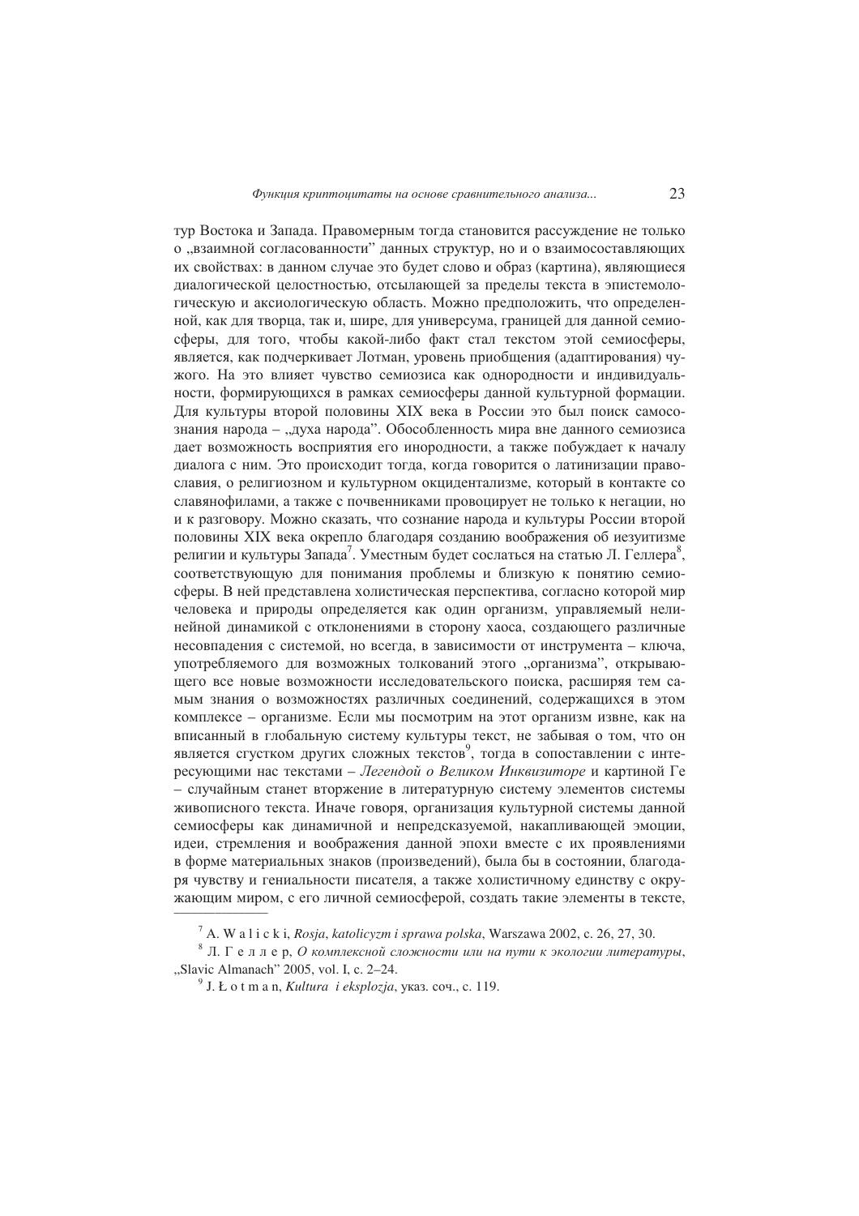тур Востока и Запада. Правомерным тогда становится рассуждение не только о „взаимной согласованности" данных структур, но и о взаимосоставляющих их свойствах: в данном случае это будет слово и образ (картина), являющиеся диалогической целостностью, отсылающей за пределы текста в эпистемологическую и аксиологическую область. Можно предположить, что определенной, как для творца, так и, шире, для универсума, границей для данной семиосферы, для того, чтобы какой-либо факт стал текстом этой семиосферы, является, как подчеркивает Лотман, уровень приобщения (адаптирования) чужого. На это влияет чувство семиозиса как однородности и индивидуальности, формирующихся в рамках семиосферы данной культурной формации. Для культуры второй половины XIX века в России это был поиск самосознания народа – „духа народа". Обособленность мира вне данного семиозиса дает возможность восприятия его инородности, а также побуждает к началу диалога с ним. Это происходит тогда, когда говорится о латинизации православия, о религиозном и культурном окцидентализме, который в контакте со славянофилами, а также с почвенниками провоцирует не только к негации, но и к разговору. Можно сказать, что сознание народа и культуры России второй половины XIX века окрепло благодаря созданию воображения об иезуитизме религии и культуры Запада[7]. Уместным будет сослаться на статью Л. Геллера[8], соответствующую для понимания проблемы и близкую к понятию семиосферы. В ней представлена холистическая перспектива, согласно которой мир человека и природы определяется как один организм, управляемый нелинейной динамикой с отклонениями в сторону хаоса, создающего различные несовпадения с системой, но всегда, в зависимости от инструмента – ключа, употребляемого для возможных толкований этого „организма", открывающего все новые возможности исследовательского поиска, расширяя тем самым знания о возможностях различных соединений, содержащихся в этом комплексе – организме. Если мы посмотрим на этот организм извне, как на вписанный в глобальную систему культуры текст, не забывая о том, что он является сгустком других сложных текстов[9], тогда в сопоставлении с интересующими нас текстами – *Легендой о Великом Инквизиторе* и картиной Ге – случайным станет вторжение в литературную систему элементов системы живописного текста. Иначе говоря, организация культурной системы данной семиосферы как динамичной и непредсказуемой, накапливающей эмоции, идеи, стремления и воображения данной эпохи вместе с их проявлениями в форме материальных знаков (произведений), была бы в состоянии, благодаря чувству и гениальности писателя, а также холистичному единству с окружающим миром, с его личной семиосферой, создать такие элементы в тексте,

---

[7] A. W a l i c k i, *Rosja, katolicyzm i sprawa polska*, Warszawa 2002, с. 26, 27, 30.

[8] Л. Г е л л е р, *О комплексной сложности или на пути к экологии литературы*, „Slavic Almanach" 2005, vol. I, с. 2–24.

[9] J. Ł o t m a n, *Kultura i eksplozja*, указ. соч., с. 119.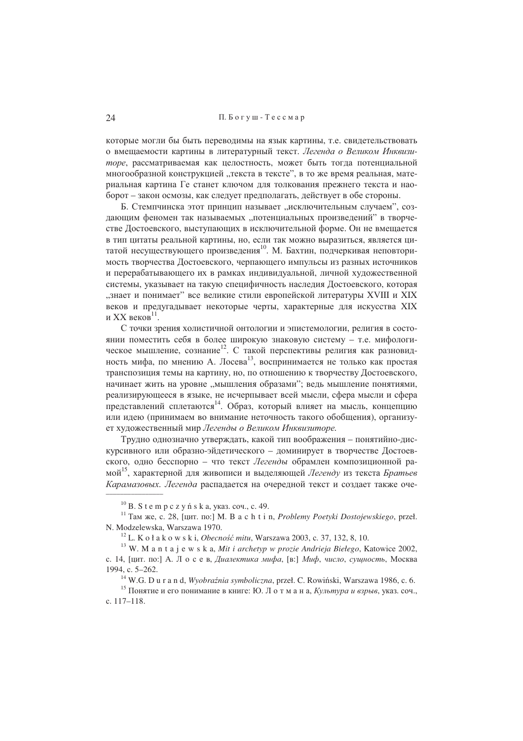которые могли бы быть переводимы на язык картины, т.е. свидетельствовать о вмещаемости картины в литературный текст. *Легенда о Великом Инквизиторе*, рассматриваемая как целостность, может быть тогда потенциальной многообразной конструкцией „текста в тексте", в то же время реальная, материальная картина Ге станет ключом для толкования прежнего текста и наоборот – закон осмозы, как следует предполагать, действует в обе стороны.

Б. Стемпчинска этот принцип называет „исключительным случаем", создающим феномен так называемых „потенциальных произведений" в творчестве Достоевского, выступающих в исключительной форме. Он не вмещается в тип цитаты реальной картины, но, если так можно выразиться, является цитатой несуществующего произведения[10]. М. Бахтин, подчеркивая неповторимость творчества Достоевского, черпающего импульсы из разных источников и перерабатывающего их в рамках индивидуальной, личной художественной системы, указывает на такую специфичность наследия Достоевского, которая „знает и понимает" все великие стили европейской литературы XVIII и XIX веков и предугадывает некоторые черты, характерные для искусства XIX и XX веков[11].

С точки зрения холистичной онтологии и эпистемологии, религия в состоянии поместить себя в более широкую знаковую систему – т.е. мифологическое мышление, сознание[12]. С такой перспективы религия как разновидность мифа, по мнению А. Лосева[13], воспринимается не только как простая транспозиция темы на картину, но, по отношению к творчеству Достоевского, начинает жить на уровне „мышления образами"; ведь мышление понятиями, реализирующееся в языке, не исчерпывает всей мысли, сфера мысли и сфера представлений сплетаются[14]. Образ, который влияет на мысль, концепцию или идею (принимаем во внимание неточность такого обобщения), организует художественный мир *Легенды о Великом Инквизиторе*.

Трудно однозначно утверждать, какой тип воображения – понятийно-дискурсивного или образно-эйдетического – доминирует в творчестве Достоевского, одно бесспорно – что текст *Легенды* обрамлен композиционной рамой[15], характерной для живописи и выделяющей *Легенду* из текста *Братьев Карамазовых*. *Легенда* распадается на очередной текст и создает также оче-

---

[10] B. S t e m p c z y ń s k a, указ. соч., c. 49.

[11] Там же, с. 28, [цит. по:] M. B a c h t i n, *Problemy Poetyki Dostojewskiego*, przeł. N. Modzelewska, Warszawa 1970.

[12] L. K o ł a k o w s k i, *Obecność mitu*, Warszawa 2003, c. 37, 132, 8, 10.

[13] W. M a n t a j e w s k a, *Mit i archetyp w prozie Andrieja Biełego*, Katowice 2002, c. 14, [цит. по:] А. Л о с е в, *Диалектика мифа*, [в:] *Миф, число, сущность*, Москва 1994, c. 5–262.

[14] W.G. D u r a n d, *Wyobraźnia symboliczna*, przeł. C. Rowiński, Warszawa 1986, c. 6.

[15] Понятие и его понимание в книге: Ю. Л о т м а н а, *Культура и взрыв*, указ. соч., с. 117–118.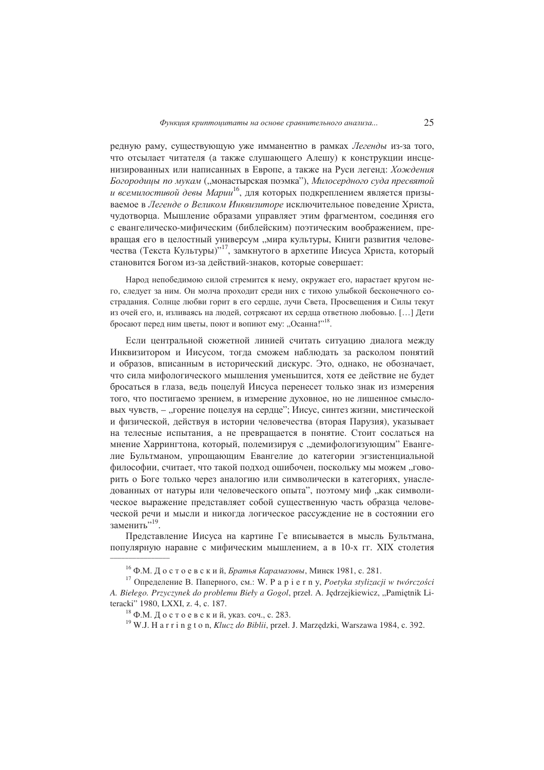редную раму, существующую уже имманентно в рамках *Легенды* из-за того, что отсылает читателя (а также слушающего Алешу) к конструкции инсценизированных или написанных в Европе, а также на Руси легенд: *Хождения Богородицы по мукам* („монастырская поэмка"), *Милосердного суда пресвятой и всемилостивой девы Марии*[16], для которых подкреплением является призываемое в *Легенде о Великом Инквизиторе* исключительное поведение Христа, чудотворца. Мышление образами управляет этим фрагментом, соединяя его с евангелическо-мифическим (библейским) поэтическим воображением, превращая его в целостный универсум „мира культуры, Книги развития человечества (Текста Культуры)"[17], замкнутого в архетипе Иисуса Христа, который становится Богом из-за действий-знаков, которые совершает:

> Народ непобедимою силой стремится к нему, окружает его, нарастает кругом него, следует за ним. Он молча проходит среди них с тихою улыбкой бесконечного сострадания. Солнце любви горит в его сердце, лучи Света, Просвещения и Силы текут из очей его, и, изливаясь на людей, сотрясают их сердца ответною любовью. […] Дети бросают перед ним цветы, поют и вопиют ему: „Осанна!"[18].

Если центральной сюжетной линией считать ситуацию диалога между Инквизитором и Иисусом, тогда сможем наблюдать за расколом понятий и образов, вписанным в исторический дискурс. Это, однако, не обозначает, что сила мифологического мышления уменьшится, хотя ее действие не будет бросаться в глаза, ведь поцелуй Иисуса перенесет только знак из измерения того, что постигаемо зрением, в измерение духовное, но не лишенное смысловых чувств, – „горение поцелуя на сердце"; Иисус, синтез жизни, мистической и физической, действуя в истории человечества (вторая Парузия), указывает на телесные испытания, а не превращается в понятие. Стоит сослаться на мнение Харрингтона, который, полемизируя с „демифологизующим" Евангелие Бультманом, упрощающим Евангелие до категории эгзистенциальной философии, считает, что такой подход ошибочен, поскольку мы можем „говорить о Боге только через аналогию или символически в категориях, унаследованных от натуры или человеческого опыта", поэтому миф „как символическое выражение представляет собой существенную часть образца человеческой речи и мысли и никогда логическое рассуждение не в состоянии его заменить"[19].

Представление Иисуса на картине Ге вписывается в мысль Бультмана, популярную наравне с мифическим мышлением, а в 10-х гг. XIX столетия

---

[16] Ф.М. Д о с т о е в с к и й, *Братья Карамазовы*, Минск 1981, с. 281.

[17] Определение В. Паперного, см.: W. P a p i e r n y, *Poetyka stylizacji w twórczości A. Białego. Przyczynek do problemu Biely a Gogol*, przeł. A. Jędrzejkiewicz, „Pamiętnik Literacki" 1980, LXXI, z. 4, c. 187.

[18] Ф.М. Д о с т о е в с к и й, указ. соч., с. 283.

[19] W.J. H a r r i n g t o n, *Klucz do Biblii*, przeł. J. Marzędzki, Warszawa 1984, c. 392.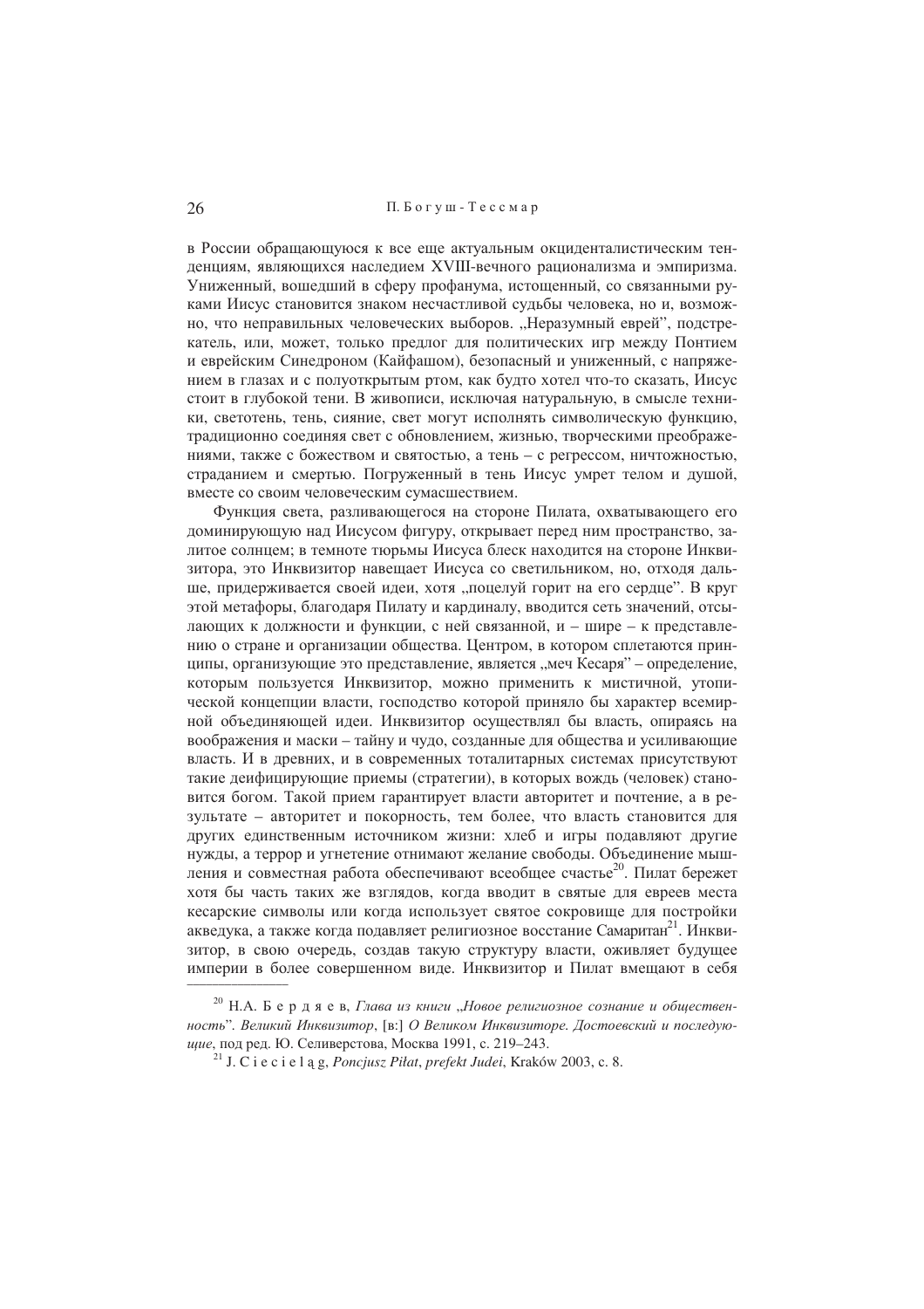в России обращающуюся к все еще актуальным окциденталистическим тенденциям, являющихся наследием XVIII-вечного рационализма и эмпиризма. Униженный, вошедший в сферу профанума, истощенный, со связанными руками Иисус становится знаком несчастливой судьбы человека, но и, возможно, что неправильных человеческих выборов. „Неразумный еврей", подстрекатель, или, может, только предлог для политических игр между Понтием и еврейским Синедроном (Кайфашом), безопасный и униженный, с напряжением в глазах и с полуоткрытым ртом, как будто хотел что-то сказать, Иисус стоит в глубокой тени. В живописи, исключая натуральную, в смысле техники, светотень, тень, сияние, свет могут исполнять символическую функцию, традиционно соединяя свет с обновлением, жизнью, творческими преображениями, также с божеством и святостью, а тень – с регрессом, ничтожностью, страданием и смертью. Погруженный в тень Иисус умрет телом и душой, вместе со своим человеческим сумасшествием.

Функция света, разливающегося на стороне Пилата, охватывающего его доминирующую над Иисусом фигуру, открывает перед ним пространство, залитое солнцем; в темноте тюрьмы Иисуса блеск находится на стороне Инквизитора, это Инквизитор навещает Иисуса со светильником, но, отходя дальше, придерживается своей идеи, хотя „поцелуй горит на его сердце". В круг этой метафоры, благодаря Пилату и кардиналу, вводится сеть значений, отсылающих к должности и функции, с ней связанной, и – шире – к представлению о стране и организации общества. Центром, в котором сплетаются принципы, организующие это представление, является „меч Кесаря" – определение, которым пользуется Инквизитор, можно применить к мистичной, утопической концепции власти, господство которой приняло бы характер всемирной объединяющей идеи. Инквизитор осуществлял бы власть, опираясь на воображения и маски – тайну и чудо, созданные для общества и усиливающие власть. И в древних, и в современных тоталитарных системах присутствуют такие деифицирующие приемы (стратегии), в которых вождь (человек) становится богом. Такой прием гарантирует власти авторитет и почтение, а в результате – авторитет и покорность, тем более, что власть становится для других единственным источником жизни: хлеб и игры подавляют другие нужды, а террор и угнетение отнимают желание свободы. Объединение мышления и совместная работа обеспечивают всеобщее счастье[20]. Пилат бережет хотя бы часть таких же взглядов, когда вводит в святые для евреев места кесарские символы или когда использует святое сокровище для постройки акведука, а также когда подавляет религиозное восстание Самаритан[21]. Инквизитор, в свою очередь, создав такую структуру власти, оживляет будущее империи в более совершенном виде. Инквизитор и Пилат вмещают в себя

---

[20] Н.А. Бердяев, *Глава из книги „Новое религиозное сознание и общественность". Великий Инквизитор*, [в:] *О Великом Инквизиторе. Достоевский и последующие*, под ред. Ю. Селиверстова, Москва 1991, с. 219–243.

[21] J. Ciecieląg, *Poncjusz Piłat, prefekt Judei*, Kraków 2003, c. 8.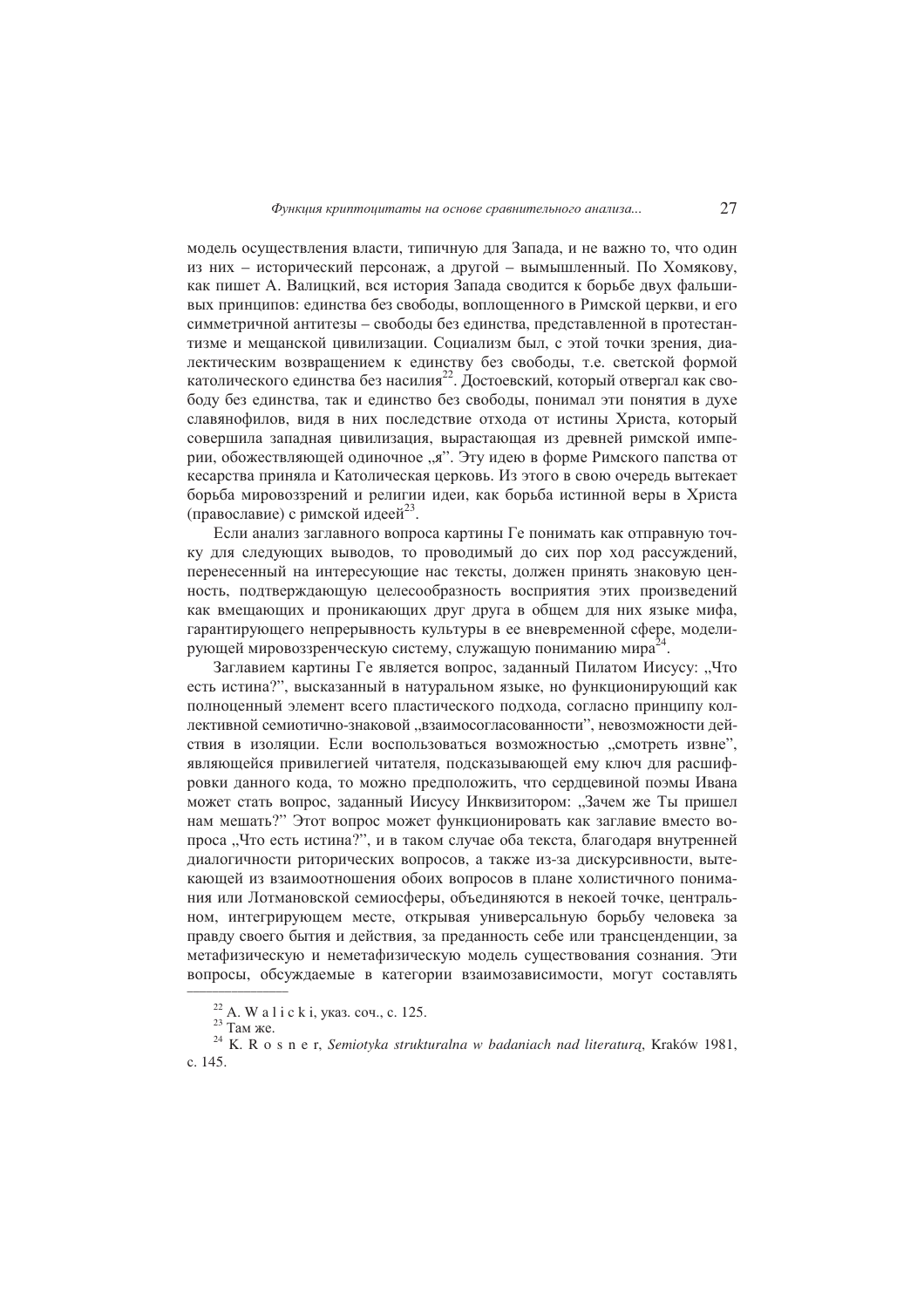модель осуществления власти, типичную для Запада, и не важно то, что один из них – исторический персонаж, а другой – вымышленный. По Хомякову, как пишет А. Валицкий, вся история Запада сводится к борьбе двух фальшивых принципов: единства без свободы, воплощенного в Римской церкви, и его симметричной антитезы – свободы без единства, представленной в протестантизме и мещанской цивилизации. Социализм был, с этой точки зрения, диалектическим возвращением к единству без свободы, т.е. светской формой католического единства без насилия[22]. Достоевский, который отвергал как свободу без единства, так и единство без свободы, понимал эти понятия в духе славянофилов, видя в них последствие отхода от истины Христа, который совершила западная цивилизация, вырастающая из древней римской империи, обожествляющей одиночное „я". Эту идею в форме Римского папства от кесарства приняла и Католическая церковь. Из этого в свою очередь вытекает борьба мировоззрений и религии идеи, как борьба истинной веры в Христа (православие) с римской идеей[23].

Если анализ заглавного вопроса картины Ге понимать как отправную точку для следующих выводов, то проводимый до сих пор ход рассуждений, перенесенный на интересующие нас тексты, должен принять знаковую ценность, подтверждающую целесообразность восприятия этих произведений как вмещающих и проникающих друг друга в общем для них языке мифа, гарантирующего непрерывность культуры в ее вневременной сфере, моделирующей мировоззренческую систему, служащую пониманию мира[24].

Заглавием картины Ге является вопрос, заданный Пилатом Иисусу: „Что есть истина?", высказанный в натуральном языке, но функционирующий как полноценный элемент всего пластического подхода, согласно принципу коллективной семиотично-знаковой „взаимосогласованности", невозможности действия в изоляции. Если воспользоваться возможностью „смотреть извне", являющейся привилегией читателя, подсказывающей ему ключ для расшифровки данного кода, то можно предположить, что сердцевиной поэмы Ивана может стать вопрос, заданный Иисусу Инквизитором: „Зачем же Ты пришел нам мешать?" Этот вопрос может функционировать как заглавие вместо вопроса „Что есть истина?", и в таком случае оба текста, благодаря внутренней диалогичности риторических вопросов, а также из-за дискурсивности, вытекающей из взаимоотношения обоих вопросов в плане холистичного понимания или Лотмановской семиосферы, объединяются в некоей точке, центральном, интегрирующем месте, открывая универсальную борьбу человека за правду своего бытия и действия, за преданность себе или трансценденции, за метафизическую и неметафизическую модель существования сознания. Эти вопросы, обсуждаемые в категории взаимозависимости, могут составлять

---

[22] A. W a l i c k i, указ. соч., с. 125.

[23] Там же.

[24] K. R o s n e r, *Semiotyka strukturalna w badaniach nad literaturą*, Kraków 1981, с. 145.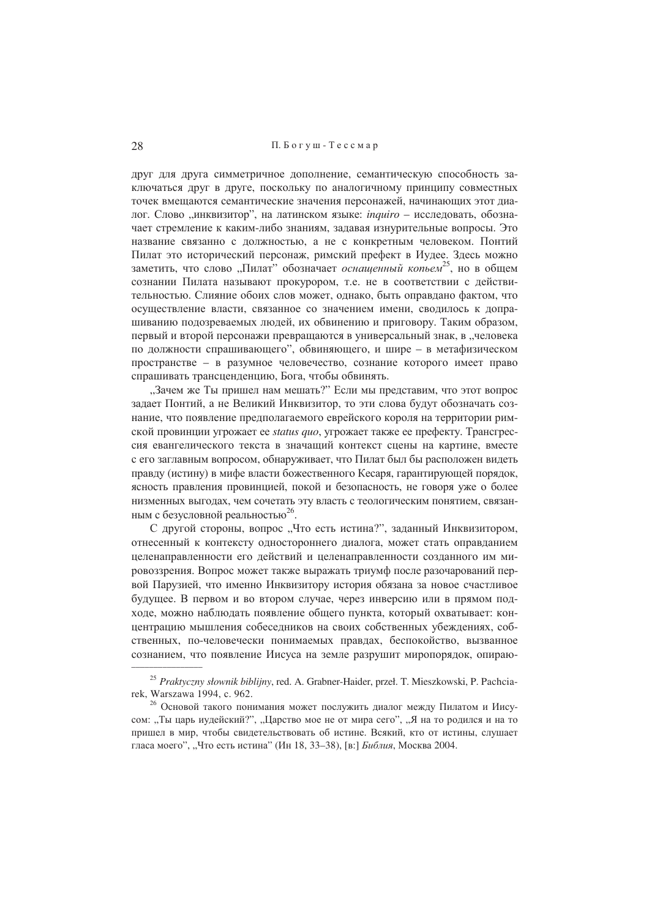друг для друга симметричное дополнение, семантическую способность заключаться друг в друге, поскольку по аналогичному принципу совместных точек вмещаются семантические значения персонажей, начинающих этот диалог. Слово „инквизитор", на латинском языке: *inquiro* – исследовать, обозначает стремление к каким-либо знаниям, задавая изнурительные вопросы. Это название связанно с должностью, а не с конкретным человеком. Понтий Пилат это исторический персонаж, римский префект в Иудее. Здесь можно заметить, что слово „Пилат" обозначает *оснащенный копьем*[25], но в общем сознании Пилата называют прокурором, т.е. не в соответствии с действительностью. Слияние обоих слов может, однако, быть оправдано фактом, что осуществление власти, связанное со значением имени, сводилось к допрашиванию подозреваемых людей, их обвинению и приговору. Таким образом, первый и второй персонажи превращаются в универсальный знак, в „человека по должности спрашивающего", обвиняющего, и шире – в метафизическом пространстве – в разумное человечество, сознание которого имеет право спрашивать трансценденцию, Бога, чтобы обвинять.

„Зачем же Ты пришел нам мешать?" Если мы представим, что этот вопрос задает Понтий, а не Великий Инквизитор, то эти слова будут обозначать сознание, что появление предполагаемого еврейского короля на территории римской провинции угрожает ее *status quo*, угрожает также ее префекту. Трансгрессия евангелического текста в значащий контекст сцены на картине, вместе с его заглавным вопросом, обнаруживает, что Пилат был бы расположен видеть правду (истину) в мифе власти божественного Кесаря, гарантирующей порядок, ясность правления провинцией, покой и безопасность, не говоря уже о более низменных выгодах, чем сочетать эту власть с теологическим понятием, связанным с безусловной реальностью[26].

С другой стороны, вопрос „Что есть истина?", заданный Инквизитором, отнесенный к контексту одностороннего диалога, может стать оправданием целенаправленности его действий и целенаправленности созданного им мировоззрения. Вопрос может также выражать триумф после разочарований первой Парузией, что именно Инквизитору история обязана за новое счастливое будущее. В первом и во втором случае, через инверсию или в прямом подходе, можно наблюдать появление общего пункта, который охватывает: концентрацию мышления собеседников на своих собственных убеждениях, собственных, по-человечески понимаемых правдах, беспокойство, вызванное сознанием, что появление Иисуса на земле разрушит миропорядок, опираю-

---

[25] *Praktyczny słownik biblijny*, red. A. Grabner-Haider, przeł. T. Mieszkowski, P. Pachciarek, Warszawa 1994, c. 962.

[26] Основой такого понимания может послужить диалог между Пилатом и Иисусом: „Ты царь иудейский?", „Царство мое не от мира сего", „Я на то родился и на то пришел в мир, чтобы свидетельствовать об истине. Всякий, кто от истины, слушает гласа моего", „Что есть истина" (Ин 18, 33–38), [в:] *Библия*, Москва 2004.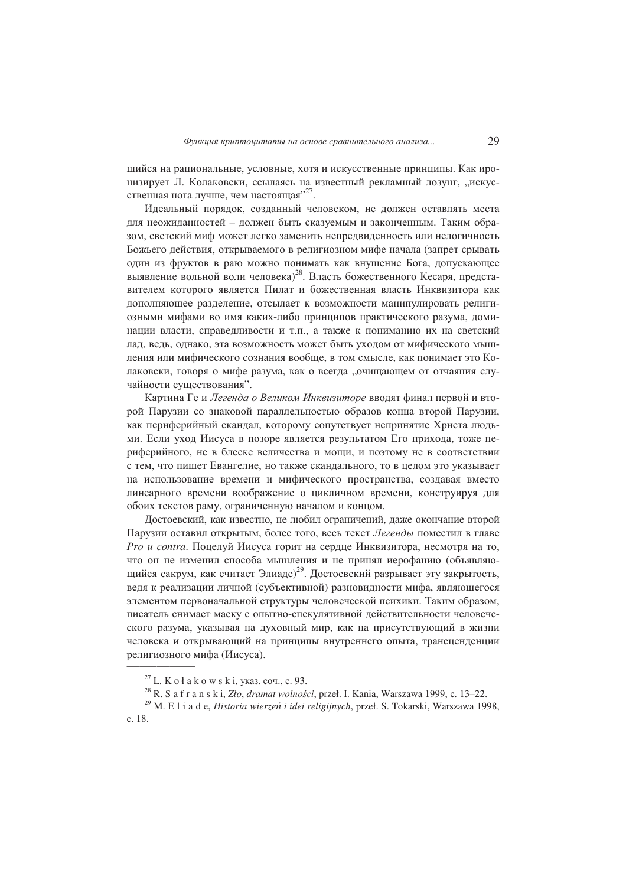щийся на рациональные, условные, хотя и искусственные принципы. Как иронизирует Л. Колаковски, ссылаясь на известный рекламный лозунг, „искусственная нога лучше, чем настоящая"[27].

Идеальный порядок, созданный человеком, не должен оставлять места для неожиданностей – должен быть сказуемым и законченным. Таким образом, светский миф может легко заменить непредвиденность или нелогичность Божьего действия, открываемого в религиозном мифе начала (запрет срывать один из фруктов в раю можно понимать как внушение Бога, допускающее выявление вольной воли человека)[28]. Власть божественного Кесаря, представителем которого является Пилат и божественная власть Инквизитора как дополняющее разделение, отсылает к возможности манипулировать религиозными мифами во имя каких-либо принципов практического разума, доминации власти, справедливости и т.п., а также к пониманию их на светский лад, ведь, однако, эта возможность может быть уходом от мифического мышления или мифического сознания вообще, в том смысле, как понимает это Колаковски, говоря о мифе разума, как о всегда „очищающем от отчаяния случайности существования".

Картина Ге и *Легенда о Великом Инквизиторе* вводят финал первой и второй Парузии со знаковой параллельностью образов конца второй Парузии, как периферийный скандал, которому сопутствует непринятие Христа людьми. Если уход Иисуса в позоре является результатом Его прихода, тоже периферийного, не в блеске величества и мощи, и поэтому не в соответствии с тем, что пишет Евангелие, но также скандального, то в целом это указывает на использование времени и мифического пространства, создавая вместо линеарного времени воображение о цикличном времени, конструируя для обоих текстов раму, ограниченную началом и концом.

Достоевский, как известно, не любил ограничений, даже окончание второй Парузии оставил открытым, более того, весь текст *Легенды* поместил в главе *Pro и contra*. Поцелуй Иисуса горит на сердце Инквизитора, несмотря на то, что он не изменил способа мышления и не принял иерофанию (объявляющийся сакрум, как считает Элиаде)[29]. Достоевский разрывает эту закрытость, ведя к реализации личной (субъективной) разновидности мифа, являющегося элементом первоначальной структуры человеческой психики. Таким образом, писатель снимает маску с опытно-спекулятивной действительности человеческого разума, указывая на духовный мир, как на присутствующий в жизни человека и открывающий на принципы внутреннего опыта, трансценденции религиозного мифа (Иисуса).

---

[27] L. K o ł a k o w s k i, указ. соч., с. 93.

[28] R. S a f r a n s k i, *Zło*, *dramat wolności*, przeł. I. Kania, Warszawa 1999, c. 13–22.

[29] M. E l i a d e, *Historia wierzeń i idei religijnych*, przeł. S. Tokarski, Warszawa 1998, c. 18.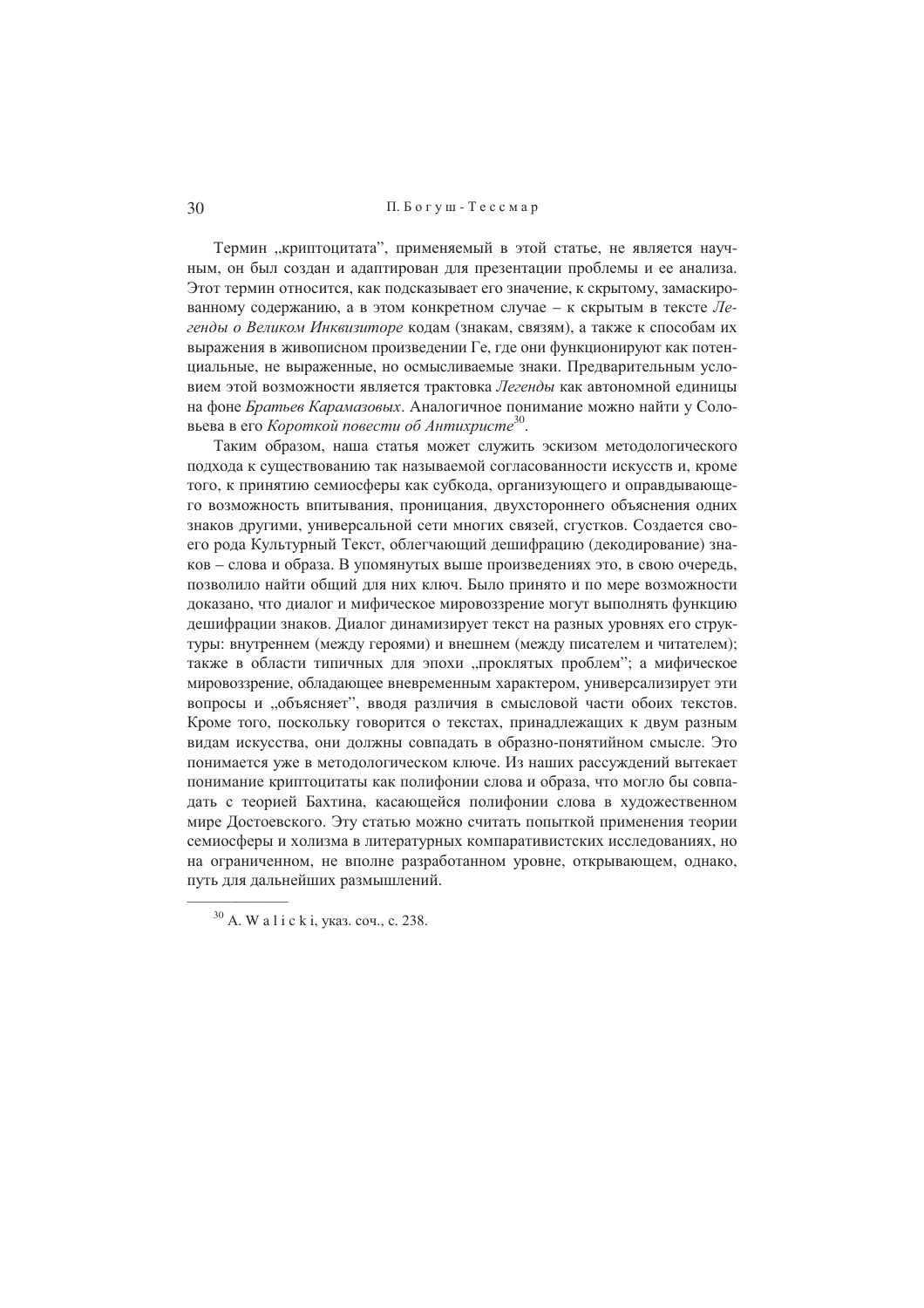Термин „криптоцитата", применяемый в этой статье, не является научным, он был создан и адаптирован для презентации проблемы и ее анализа. Этот термин относится, как подсказывает его значение, к скрытому, замаскированному содержанию, а в этом конкретном случае – к скрытым в тексте *Легенды о Великом Инквизиторе* кодам (знакам, связям), а также к способам их выражения в живописном произведении Ге, где они функционируют как потенциальные, не выраженные, но осмысливаемые знаки. Предварительным условием этой возможности является трактовка *Легенды* как автономной единицы на фоне *Братьев Карамазовых*. Аналогичное понимание можно найти у Соловьева в его *Короткой повести об Антихристе*[30].

Таким образом, наша статья может служить эскизом методологического подхода к существованию так называемой согласованности искусств и, кроме того, к принятию семиосферы как субкода, организующего и оправдывающего возможность впитывания, проницания, двухстороннего объяснения одних знаков другими, универсальной сети многих связей, сгустков. Создается своего рода Культурный Текст, облегчающий дешифрацию (декодирование) знаков – слова и образа. В упомянутых выше произведениях это, в свою очередь, позволило найти общий для них ключ. Было принято и по мере возможности доказано, что диалог и мифическое мировоззрение могут выполнять функцию дешифрации знаков. Диалог динамизирует текст на разных уровнях его структуры: внутреннем (между героями) и внешнем (между писателем и читателем); также в области типичных для эпохи „проклятых проблем"; а мифическое мировоззрение, обладающее вневременным характером, универсализирует эти вопросы и „объясняет", вводя различия в смысловой части обоих текстов. Кроме того, поскольку говорится о текстах, принадлежащих к двум разным видам искусства, они должны совпадать в образно-понятийном смысле. Это понимается уже в методологическом ключе. Из наших рассуждений вытекает понимание криптоцитаты как полифонии слова и образа, что могло бы совпадать с теорией Бахтина, касающейся полифонии слова в художественном мире Достоевского. Эту статью можно считать попыткой применения теории семиосферы и холизма в литературных компаративистских исследованиях, но на ограниченном, не вполне разработанном уровне, открывающем, однако, путь для дальнейших размышлений.

---

[30] A. W a l i c k i, указ. соч., с. 238.